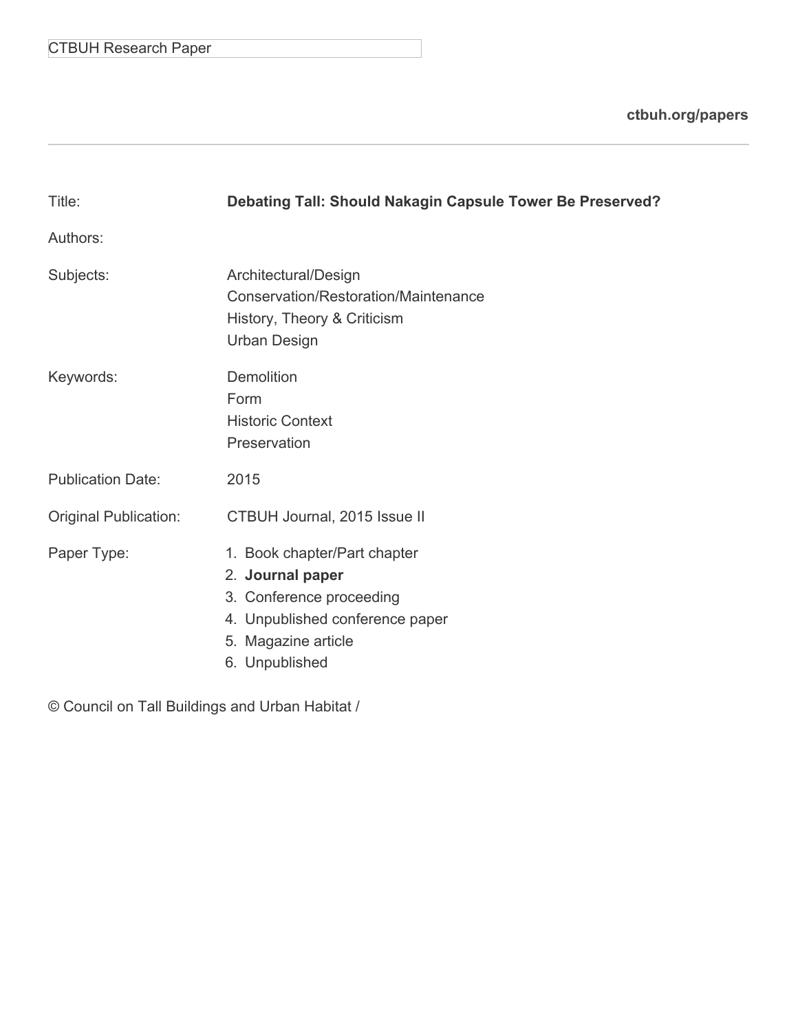CTBUH Research Paper

**ctbuh.org/papers**

| | |
|---|---|
| Title: | **Debating Tall: Should Nakagin Capsule Tower Be Preserved?** |
| Authors: | |
| Subjects: | Architectural/Design<br>Conservation/Restoration/Maintenance<br>History, Theory & Criticism<br>Urban Design |
| Keywords: | Demolition<br>Form<br>Historic Context<br>Preservation |
| Publication Date: | 2015 |
| Original Publication: | CTBUH Journal, 2015 Issue II |
| Paper Type: | 1. Book chapter/Part chapter<br>2. **Journal paper**<br>3. Conference proceeding<br>4. Unpublished conference paper<br>5. Magazine article<br>6. Unpublished |

© Council on Tall Buildings and Urban Habitat /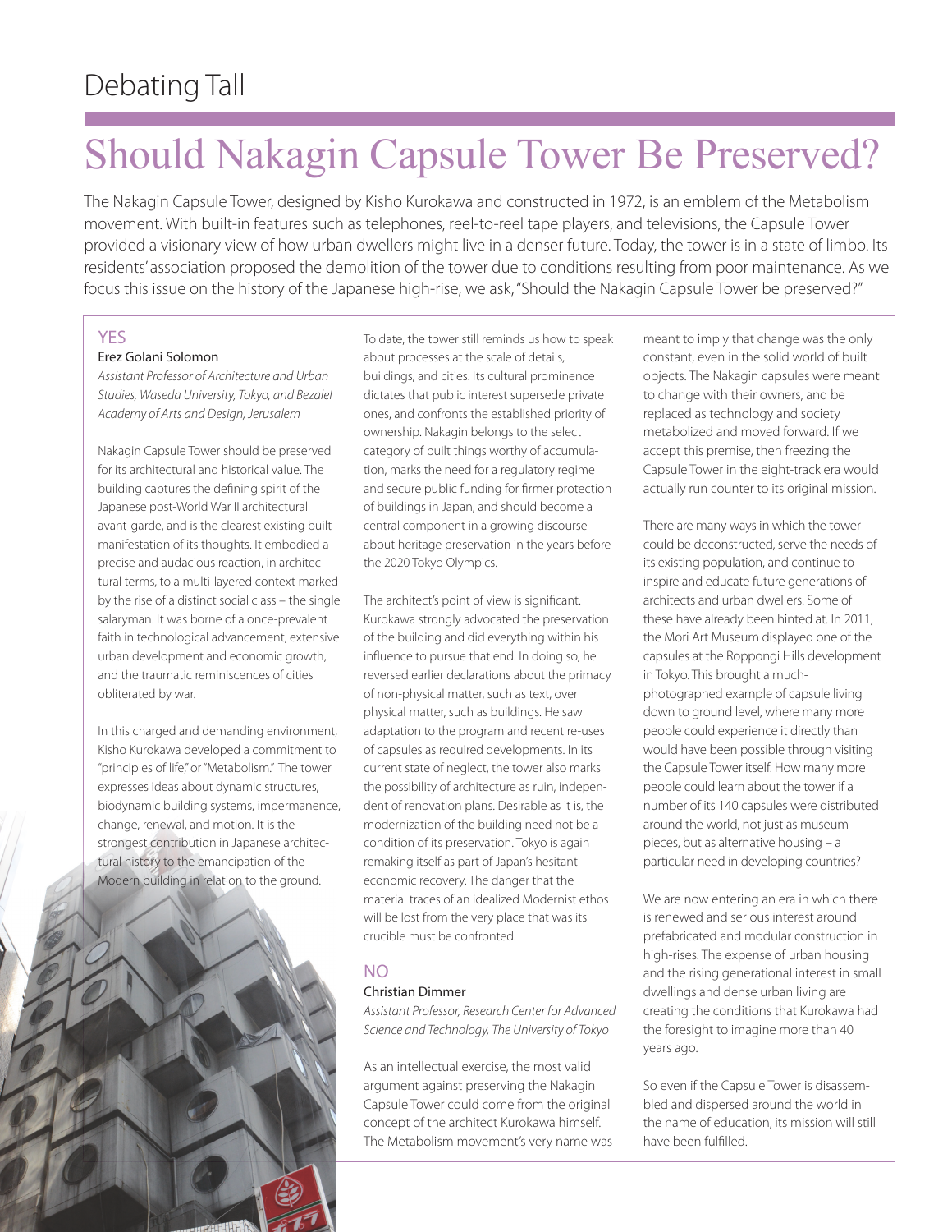Debating Tall

# Should Nakagin Capsule Tower Be Preserved?

The Nakagin Capsule Tower, designed by Kisho Kurokawa and constructed in 1972, is an emblem of the Metabolism movement. With built-in features such as telephones, reel-to-reel tape players, and televisions, the Capsule Tower provided a visionary view of how urban dwellers might live in a denser future. Today, the tower is in a state of limbo. Its residents' association proposed the demolition of the tower due to conditions resulting from poor maintenance. As we focus this issue on the history of the Japanese high-rise, we ask, "Should the Nakagin Capsule Tower be preserved?"

## YES

**Erez Golani Solomon**

*Assistant Professor of Architecture and Urban Studies, Waseda University, Tokyo, and Bezalel Academy of Arts and Design, Jerusalem*

Nakagin Capsule Tower should be preserved for its architectural and historical value. The building captures the defining spirit of the Japanese post-World War II architectural avant-garde, and is the clearest existing built manifestation of its thoughts. It embodied a precise and audacious reaction, in architectural terms, to a multi-layered context marked by the rise of a distinct social class – the single salaryman. It was borne of a once-prevalent faith in technological advancement, extensive urban development and economic growth, and the traumatic reminiscences of cities obliterated by war.

In this charged and demanding environment, Kisho Kurokawa developed a commitment to "principles of life," or "Metabolism." The tower expresses ideas about dynamic structures, biodynamic building systems, impermanence, change, renewal, and motion. It is the strongest contribution in Japanese architectural history to the emancipation of the Modern building in relation to the ground.

To date, the tower still reminds us how to speak about processes at the scale of details, buildings, and cities. Its cultural prominence dictates that public interest supersede private ones, and confronts the established priority of ownership. Nakagin belongs to the select category of built things worthy of accumulation, marks the need for a regulatory regime and secure public funding for firmer protection of buildings in Japan, and should become a central component in a growing discourse about heritage preservation in the years before the 2020 Tokyo Olympics.

The architect's point of view is significant. Kurokawa strongly advocated the preservation of the building and did everything within his influence to pursue that end. In doing so, he reversed earlier declarations about the primacy of non-physical matter, such as text, over physical matter, such as buildings. He saw adaptation to the program and recent re-uses of capsules as required developments. In its current state of neglect, the tower also marks the possibility of architecture as ruin, independent of renovation plans. Desirable as it is, the modernization of the building need not be a condition of its preservation. Tokyo is again remaking itself as part of Japan's hesitant economic recovery. The danger that the material traces of an idealized Modernist ethos will be lost from the very place that was its crucible must be confronted.

## NO

**Christian Dimmer**

*Assistant Professor, Research Center for Advanced Science and Technology, The University of Tokyo*

As an intellectual exercise, the most valid argument against preserving the Nakagin Capsule Tower could come from the original concept of the architect Kurokawa himself. The Metabolism movement's very name was meant to imply that change was the only constant, even in the solid world of built objects. The Nakagin capsules were meant to change with their owners, and be replaced as technology and society metabolized and moved forward. If we accept this premise, then freezing the Capsule Tower in the eight-track era would actually run counter to its original mission.

There are many ways in which the tower could be deconstructed, serve the needs of its existing population, and continue to inspire and educate future generations of architects and urban dwellers. Some of these have already been hinted at. In 2011, the Mori Art Museum displayed one of the capsules at the Roppongi Hills development in Tokyo. This brought a much-photographed example of capsule living down to ground level, where many more people could experience it directly than would have been possible through visiting the Capsule Tower itself. How many more people could learn about the tower if a number of its 140 capsules were distributed around the world, not just as museum pieces, but as alternative housing – a particular need in developing countries?

We are now entering an era in which there is renewed and serious interest around prefabricated and modular construction in high-rises. The expense of urban housing and the rising generational interest in small dwellings and dense urban living are creating the conditions that Kurokawa had the foresight to imagine more than 40 years ago.

So even if the Capsule Tower is disassembled and dispersed around the world in the name of education, its mission will still have been fulfilled.